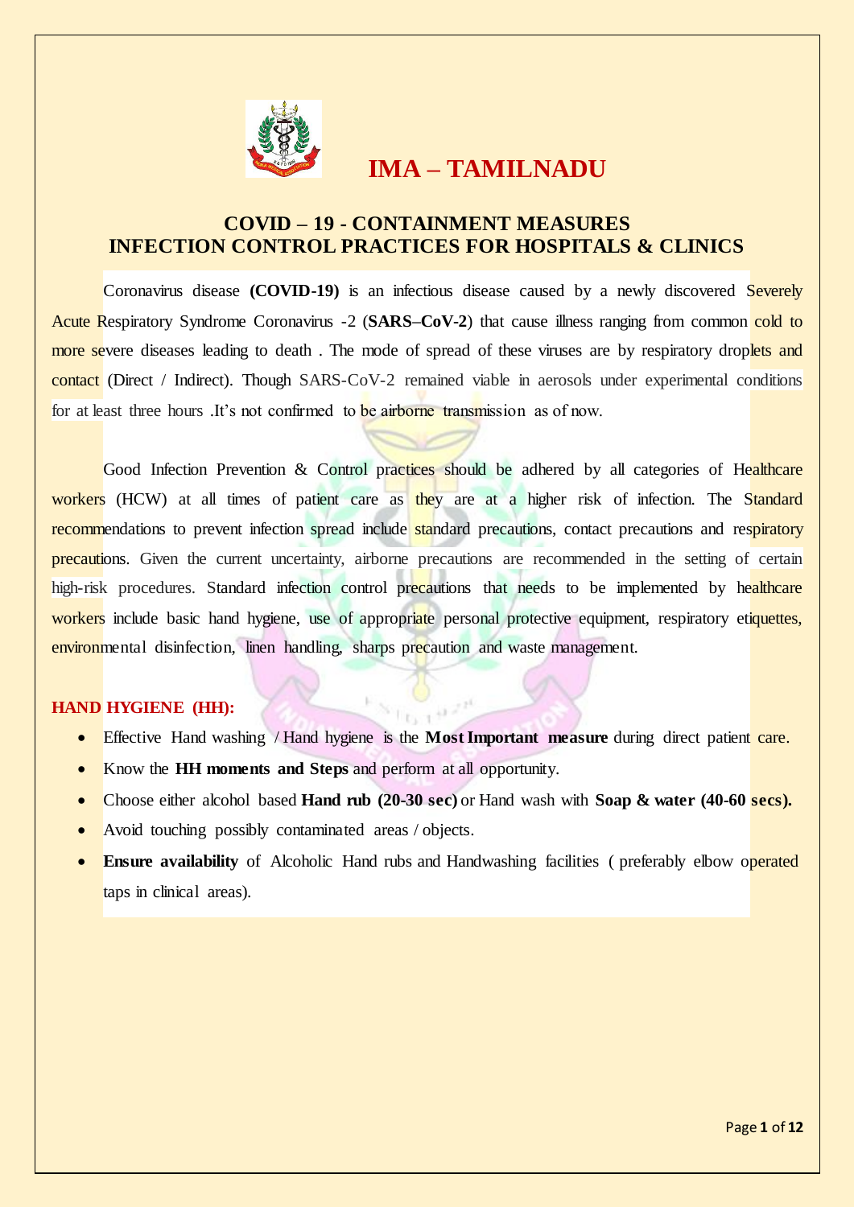# IMA – TAMILNADU

## COVID – 19 - CONTAINMENT MEASURES
## INFECTION CONTROL PRACTICES FOR HOSPITALS & CLINICS

Coronavirus disease **(COVID-19)** is an infectious disease caused by a newly discovered Severely Acute Respiratory Syndrome Coronavirus -2 (**SARS–CoV-2**) that cause illness ranging from common cold to more severe diseases leading to death . The mode of spread of these viruses are by respiratory droplets and contact (Direct / Indirect). Though SARS-CoV-2 remained viable in aerosols under experimental conditions for at least three hours .It's not confirmed to be airborne transmission as of now.

Good Infection Prevention & Control practices should be adhered by all categories of Healthcare workers (HCW) at all times of patient care as they are at a higher risk of infection. The Standard recommendations to prevent infection spread include standard precautions, contact precautions and respiratory precautions. Given the current uncertainty, airborne precautions are recommended in the setting of certain high-risk procedures. Standard infection control precautions that needs to be implemented by healthcare workers include basic hand hygiene, use of appropriate personal protective equipment, respiratory etiquettes, environmental disinfection, linen handling, sharps precaution and waste management.

### HAND HYGIENE (HH):

- Effective Hand washing / Hand hygiene is the **Most Important measure** during direct patient care.
- Know the **HH moments and Steps** and perform at all opportunity.
- Choose either alcohol based **Hand rub (20-30 sec)** or Hand wash with **Soap & water (40-60 secs).**
- Avoid touching possibly contaminated areas / objects.
- **Ensure availability** of Alcoholic Hand rubs and Handwashing facilities ( preferably elbow operated taps in clinical areas).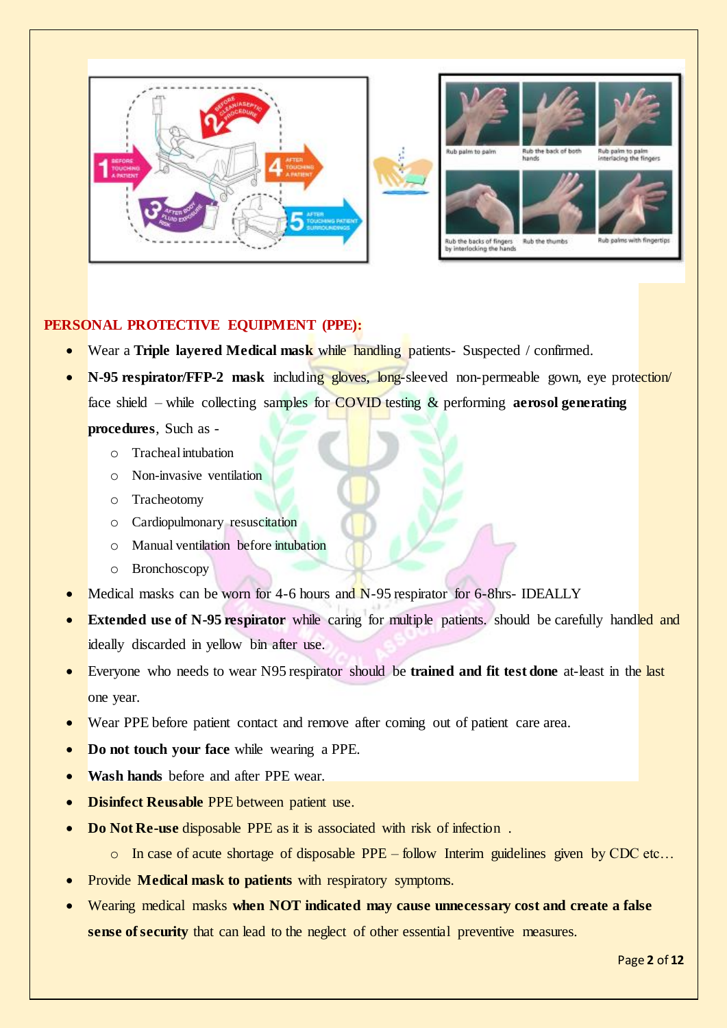## PERSONAL PROTECTIVE EQUIPMENT (PPE):

- Wear a **Triple layered Medical mask** while handling patients- Suspected / confirmed.
- **N-95 respirator/FFP-2 mask** including gloves, long-sleeved non-permeable gown, eye protection/ face shield – while collecting samples for COVID testing & performing **aerosol generating procedures**, Such as -
  - Tracheal intubation
  - Non-invasive ventilation
  - Tracheotomy
  - Cardiopulmonary resuscitation
  - Manual ventilation before intubation
  - Bronchoscopy
- Medical masks can be worn for 4-6 hours and N-95 respirator for 6-8hrs- IDEALLY
- **Extended use of N-95 respirator** while caring for multiple patients. should be carefully handled and ideally discarded in yellow bin after use.
- Everyone who needs to wear N95 respirator should be **trained and fit test done** at-least in the last one year.
- Wear PPE before patient contact and remove after coming out of patient care area.
- **Do not touch your face** while wearing a PPE.
- **Wash hands** before and after PPE wear.
- **Disinfect Reusable** PPE between patient use.
- **Do Not Re-use** disposable PPE as it is associated with risk of infection .
  - In case of acute shortage of disposable PPE – follow Interim guidelines given by CDC etc…
- Provide **Medical mask to patients** with respiratory symptoms.
- Wearing medical masks **when NOT indicated may cause unnecessary cost and create a false sense of security** that can lead to the neglect of other essential preventive measures.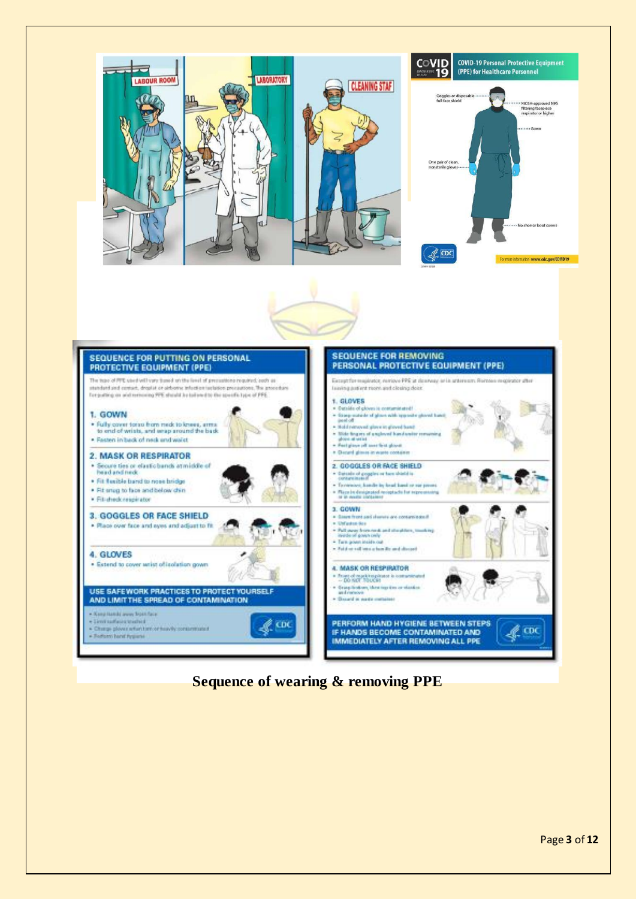**Sequence of wearing & removing PPE**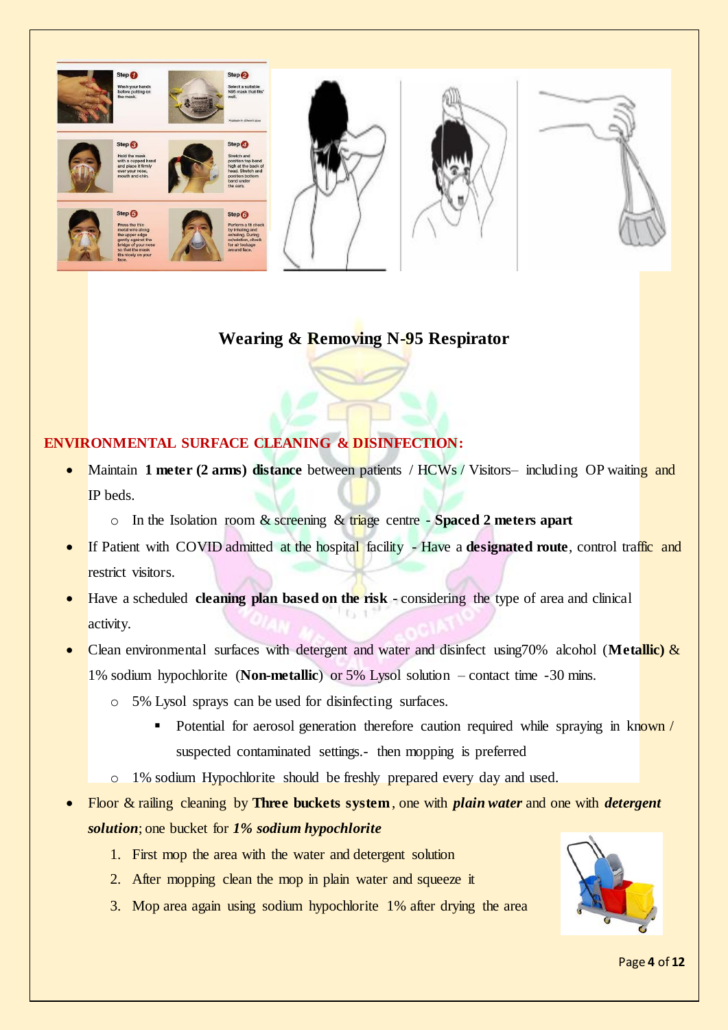**Wearing & Removing N-95 Respirator**

## ENVIRONMENTAL SURFACE CLEANING & DISINFECTION:

- Maintain **1 meter (2 arms) distance** between patients / HCWs / Visitors– including OP waiting and IP beds.
  - In the Isolation room & screening & triage centre - **Spaced 2 meters apart**
- If Patient with COVID admitted at the hospital facility - Have a **designated route**, control traffic and restrict visitors.
- Have a scheduled **cleaning plan based on the risk** - considering the type of area and clinical activity.
- Clean environmental surfaces with detergent and water and disinfect using70% alcohol (**Metallic)** & 1% sodium hypochlorite (**Non-metallic**) or 5% Lysol solution – contact time -30 mins.
  - 5% Lysol sprays can be used for disinfecting surfaces.
    - Potential for aerosol generation therefore caution required while spraying in known / suspected contaminated settings.- then mopping is preferred
  - 1% sodium Hypochlorite should be freshly prepared every day and used.
- Floor & railing cleaning by **Three buckets system**, one with ***plain water*** and one with ***detergent solution***; one bucket for ***1% sodium hypochlorite***
  1. First mop the area with the water and detergent solution
  2. After mopping clean the mop in plain water and squeeze it
  3. Mop area again using sodium hypochlorite 1% after drying the area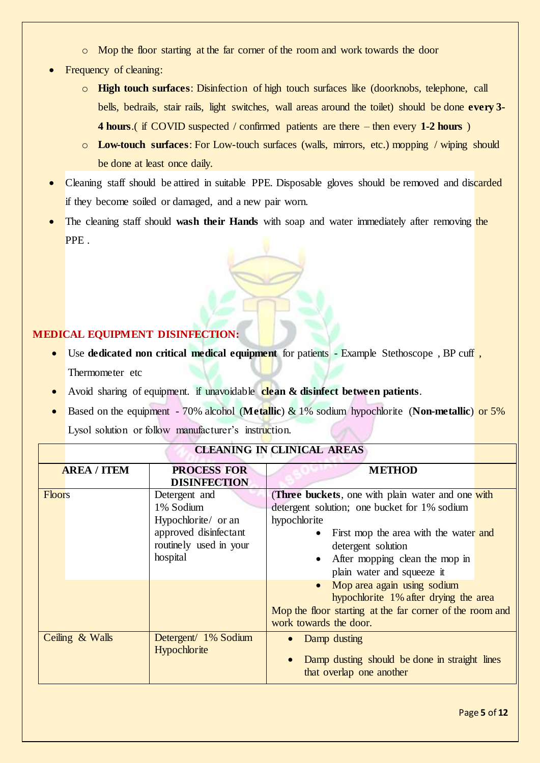- Mop the floor starting at the far corner of the room and work towards the door
- Frequency of cleaning:
    - **High touch surfaces**: Disinfection of high touch surfaces like (doorknobs, telephone, call bells, bedrails, stair rails, light switches, wall areas around the toilet) should be done **every 3-4 hours**.( if COVID suspected / confirmed patients are there – then every **1-2 hours** )
    - **Low-touch surfaces**: For Low-touch surfaces (walls, mirrors, etc.) mopping / wiping should be done at least once daily.
- Cleaning staff should be attired in suitable PPE. Disposable gloves should be removed and discarded if they become soiled or damaged, and a new pair worn.
- The cleaning staff should **wash their Hands** with soap and water immediately after removing the PPE .

## MEDICAL EQUIPMENT DISINFECTION:

- Use **dedicated non critical medical equipment** for patients - Example Stethoscope , BP cuff , Thermometer etc
- Avoid sharing of equipment. if unavoidable **clean & disinfect between patients**.
- Based on the equipment - 70% alcohol (**Metallic**) & 1% sodium hypochlorite (**Non-metallic**) or 5% Lysol solution or follow manufacturer's instruction.

| CLEANING IN CLINICAL AREAS | | |
|---|---|---|
| **AREA / ITEM** | **PROCESS FOR DISINFECTION** | **METHOD** |
| Floors | Detergent and 1% Sodium Hypochlorite/ or an approved disinfectant routinely used in your hospital | (**Three buckets**, one with plain water and one with detergent solution; one bucket for 1% sodium hypochlorite <br>• First mop the area with the water and detergent solution <br>• After mopping clean the mop in plain water and squeeze it <br>• Mop area again using sodium hypochlorite 1% after drying the area <br>Mop the floor starting at the far corner of the room and work towards the door. |
| Ceiling & Walls | Detergent/ 1% Sodium Hypochlorite | • Damp dusting <br>• Damp dusting should be done in straight lines that overlap one another |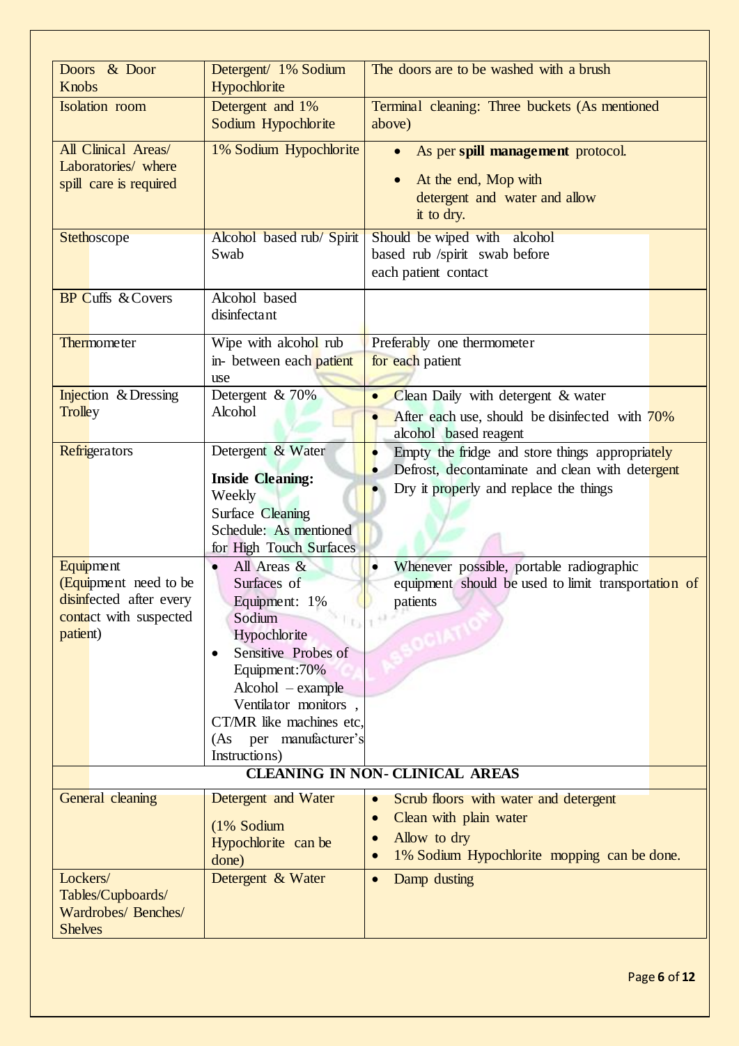| Doors & Door Knobs | Detergent/ 1% Sodium Hypochlorite | The doors are to be washed with a brush |
|---|---|---|
| Isolation room | Detergent and 1% Sodium Hypochlorite | Terminal cleaning: Three buckets (As mentioned above) |
| All Clinical Areas/ Laboratories/ where spill care is required | 1% Sodium Hypochlorite | • As per **spill management** protocol.<br>• At the end, Mop with detergent and water and allow it to dry. |
| Stethoscope | Alcohol based rub/ Spirit Swab | Should be wiped with alcohol based rub /spirit swab before each patient contact |
| BP Cuffs & Covers | Alcohol based disinfectant | |
| Thermometer | Wipe with alcohol rub in- between each patient use | Preferably one thermometer for each patient |
| Injection & Dressing Trolley | Detergent & 70% Alcohol | • Clean Daily with detergent & water<br>• After each use, should be disinfected with 70% alcohol based reagent |
| Refrigerators | Detergent & Water<br>**Inside Cleaning:** Weekly<br>Surface Cleaning Schedule: As mentioned for High Touch Surfaces | • Empty the fridge and store things appropriately<br>• Defrost, decontaminate and clean with detergent<br>• Dry it properly and replace the things |
| Equipment (Equipment need to be disinfected after every contact with suspected patient) | • All Areas & Surfaces of Equipment: 1% Sodium Hypochlorite<br>• Sensitive Probes of Equipment:70% Alcohol – example Ventilator monitors , CT/MR like machines etc, (As per manufacturer's Instructions) | • Whenever possible, portable radiographic equipment should be used to limit transportation of patients |
| **CLEANING IN NON- CLINICAL AREAS** | | |
| General cleaning | Detergent and Water<br>(1% Sodium Hypochlorite can be done) | • Scrub floors with water and detergent<br>• Clean with plain water<br>• Allow to dry<br>• 1% Sodium Hypochlorite mopping can be done. |
| Lockers/ Tables/Cupboards/ Wardrobes/ Benches/ Shelves | Detergent & Water | • Damp dusting |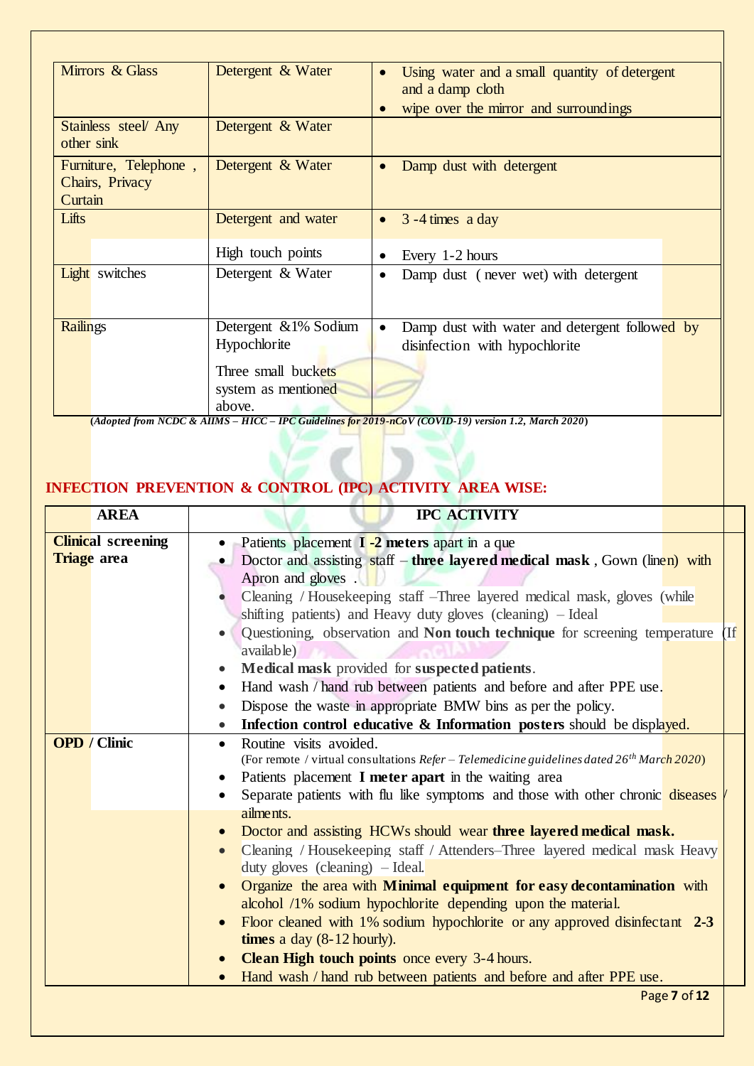| | | |
|---|---|---|
| Mirrors & Glass | Detergent & Water | • Using water and a small quantity of detergent and a damp cloth<br>• wipe over the mirror and surroundings |
| Stainless steel/ Any other sink | Detergent & Water | |
| Furniture, Telephone , Chairs, Privacy Curtain | Detergent & Water | • Damp dust with detergent |
| Lifts | Detergent and water<br><br>High touch points | • 3 -4 times a day<br><br>• Every 1-2 hours |
| Light switches | Detergent & Water | • Damp dust ( never wet) with detergent |
| Railings | Detergent &1% Sodium Hypochlorite<br><br>Three small buckets system as mentioned above. | • Damp dust with water and detergent followed by disinfection with hypochlorite |

**(*Adopted from NCDC & AIIMS – HICC – IPC Guidelines for 2019-nCoV (COVID-19) version 1.2, March 2020*)**

## INFECTION PREVENTION & CONTROL (IPC) ACTIVITY AREA WISE:

| AREA | IPC ACTIVITY |
|---|---|
| **Clinical screening Triage area** | • Patients placement **I -2 meters** apart in a que<br>• Doctor and assisting staff – **three layered medical mask** , Gown (linen) with Apron and gloves .<br>• Cleaning / Housekeeping staff –Three layered medical mask, gloves (while shifting patients) and Heavy duty gloves (cleaning) – Ideal<br>• Questioning, observation and **Non touch technique** for screening temperature (If available)<br>• **Medical mask** provided for **suspected patients**.<br>• Hand wash / hand rub between patients and before and after PPE use.<br>• Dispose the waste in appropriate BMW bins as per the policy.<br>• **Infection control educative & Information posters** should be displayed. |
| **OPD / Clinic** | • Routine visits avoided.<br>(For remote / virtual consultations *Refer – Telemedicine guidelines dated 26th March 2020*)<br>• Patients placement **I meter apart** in the waiting area<br>• Separate patients with flu like symptoms and those with other chronic diseases / ailments.<br>• Doctor and assisting HCWs should wear **three layered medical mask.**<br>• Cleaning / Housekeeping staff / Attenders–Three layered medical mask Heavy duty gloves (cleaning) – Ideal.<br>• Organize the area with **Minimal equipment for easy decontamination** with alcohol /1% sodium hypochlorite depending upon the material.<br>• Floor cleaned with 1% sodium hypochlorite or any approved disinfectant **2-3 times** a day (8-12 hourly).<br>• **Clean High touch points** once every 3-4 hours.<br>• Hand wash / hand rub between patients and before and after PPE use. |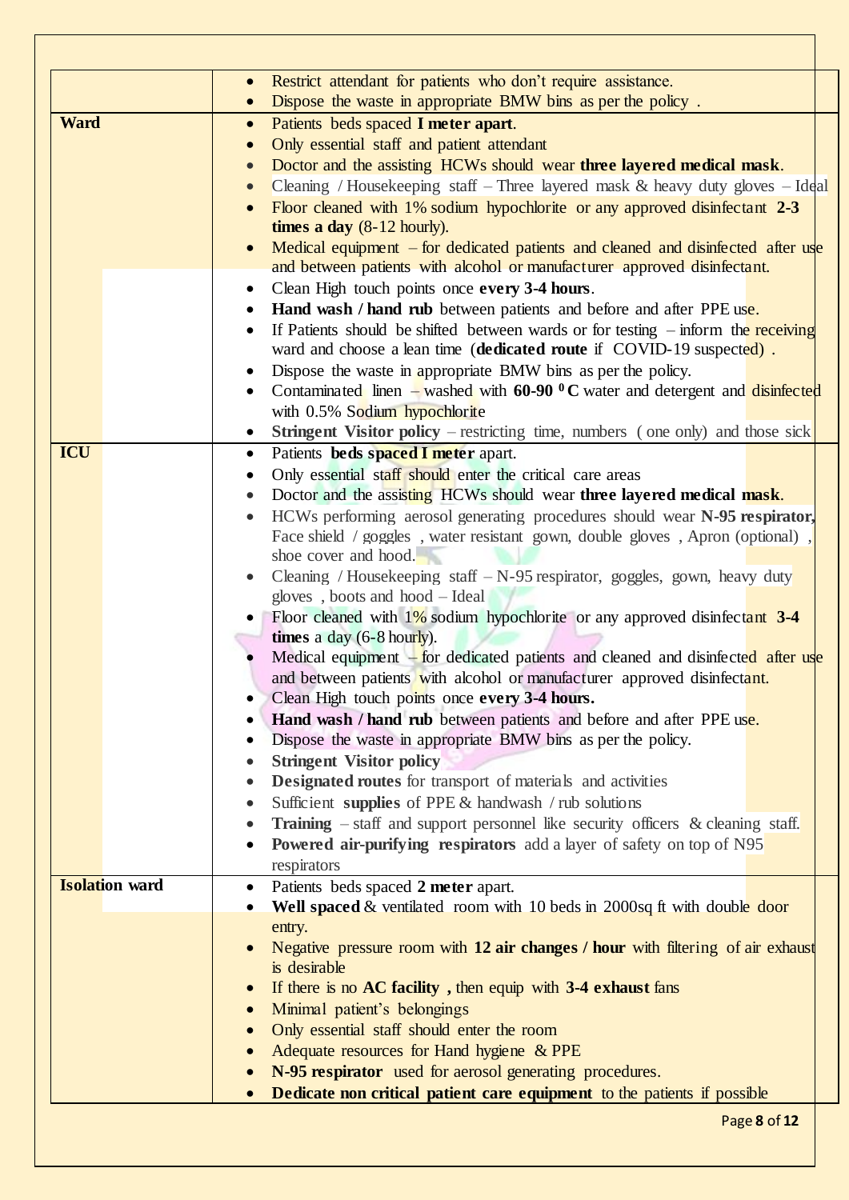| | |
|---|---|
| | • Restrict attendant for patients who don't require assistance.<br>• Dispose the waste in appropriate BMW bins as per the policy . |
| **Ward** | • Patients beds spaced **I meter apart**.<br>• Only essential staff and patient attendant<br>• Doctor and the assisting HCWs should wear **three layered medical mask**.<br>• Cleaning / Housekeeping staff – Three layered mask & heavy duty gloves – Ideal<br>• Floor cleaned with 1% sodium hypochlorite or any approved disinfectant **2-3 times a day** (8-12 hourly).<br>• Medical equipment – for dedicated patients and cleaned and disinfected after use and between patients with alcohol or manufacturer approved disinfectant.<br>• Clean High touch points once **every 3-4 hours**.<br>• **Hand wash / hand rub** between patients and before and after PPE use.<br>• If Patients should be shifted between wards or for testing – inform the receiving ward and choose a lean time (**dedicated route** if COVID-19 suspected) .<br>• Dispose the waste in appropriate BMW bins as per the policy.<br>• Contaminated linen – washed with **60-90 $^0$C** water and detergent and disinfected with 0.5% Sodium hypochlorite<br>• **Stringent Visitor policy** – restricting time, numbers ( one only) and those sick |
| **ICU** | • Patients **beds spaced I meter** apart.<br>• Only essential staff should enter the critical care areas<br>• Doctor and the assisting HCWs should wear **three layered medical mask**.<br>• HCWs performing aerosol generating procedures should wear **N-95 respirator,** Face shield / goggles , water resistant gown, double gloves , Apron (optional) , shoe cover and hood.<br>• Cleaning / Housekeeping staff – N-95 respirator, goggles, gown, heavy duty gloves , boots and hood – Ideal<br>• Floor cleaned with 1% sodium hypochlorite or any approved disinfectant **3-4 times** a day (6-8 hourly).<br>• Medical equipment – for dedicated patients and cleaned and disinfected after use and between patients with alcohol or manufacturer approved disinfectant.<br>• Clean High touch points once **every 3-4 hours.**<br>• **Hand wash / hand rub** between patients and before and after PPE use.<br>• Dispose the waste in appropriate BMW bins as per the policy.<br>• **Stringent Visitor policy**<br>• **Designated routes** for transport of materials and activities<br>• Sufficient **supplies** of PPE & handwash / rub solutions<br>• **Training** – staff and support personnel like security officers & cleaning staff.<br>• **Powered air-purifying respirators** add a layer of safety on top of N95 respirators |
| **Isolation ward** | • Patients beds spaced **2 meter** apart.<br>• **Well spaced** & ventilated room with 10 beds in 2000sq ft with double door entry.<br>• Negative pressure room with **12 air changes / hour** with filtering of air exhaust is desirable<br>• If there is no **AC facility ,** then equip with **3-4 exhaust** fans<br>• Minimal patient's belongings<br>• Only essential staff should enter the room<br>• Adequate resources for Hand hygiene & PPE<br>• **N-95 respirator** used for aerosol generating procedures.<br>• **Dedicate non critical patient care equipment** to the patients if possible |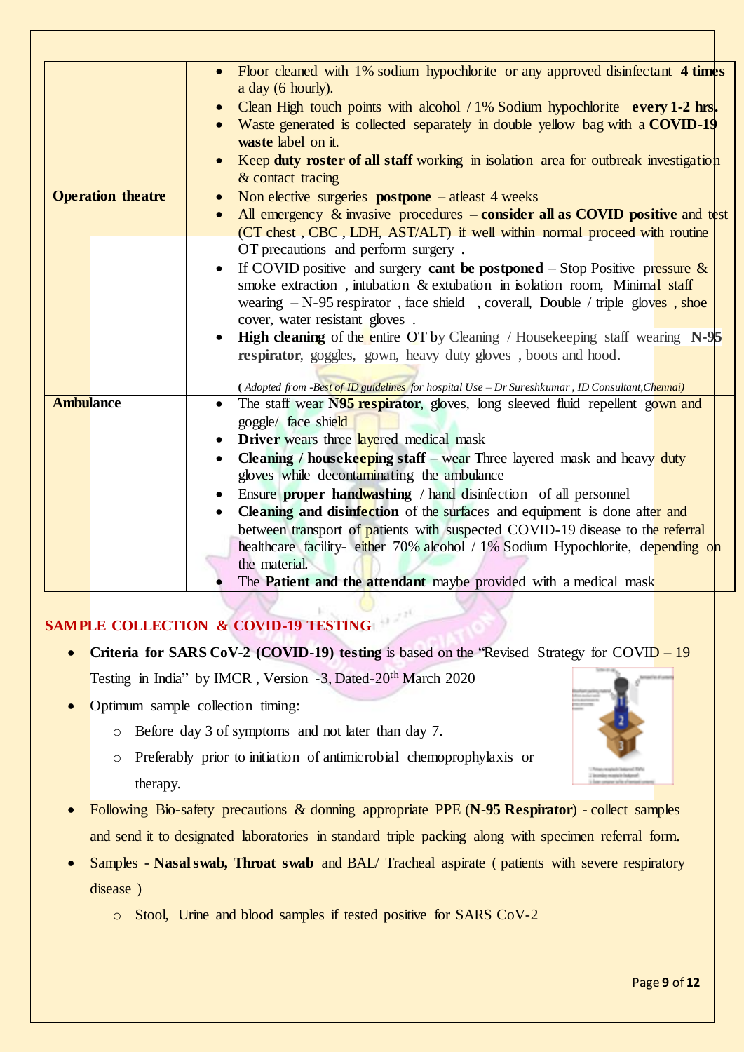| | |
|---|---|
| | • Floor cleaned with 1% sodium hypochlorite or any approved disinfectant **4 times** a day (6 hourly).<br>• Clean High touch points with alcohol / 1% Sodium hypochlorite **every 1-2 hrs.**<br>• Waste generated is collected separately in double yellow bag with a **COVID-19 waste** label on it.<br>• Keep **duty roster of all staff** working in isolation area for outbreak investigation & contact tracing |
| **Operation theatre** | • Non elective surgeries **postpone** – atleast 4 weeks<br>• All emergency & invasive procedures **– consider all as COVID positive** and test (CT chest , CBC , LDH, AST/ALT) if well within normal proceed with routine OT precautions and perform surgery .<br>• If COVID positive and surgery **cant be postponed** – Stop Positive pressure & smoke extraction , intubation & extubation in isolation room, Minimal staff wearing – N-95 respirator , face shield , coverall, Double / triple gloves , shoe cover, water resistant gloves .<br>• **High cleaning** of the entire OT by Cleaning / Housekeeping staff wearing **N-95 respirator**, goggles, gown, heavy duty gloves , boots and hood.<br><br>*(**Adopted from -Best of ID guidelines for hospital Use – Dr Sureshkumar , ID Consultant,Chennai)*** |
| **Ambulance** | • The staff wear **N95 respirator**, gloves, long sleeved fluid repellent gown and goggle/ face shield<br>• **Driver** wears three layered medical mask<br>• **Cleaning / housekeeping staff** – wear Three layered mask and heavy duty gloves while decontaminating the ambulance<br>• Ensure **proper handwashing** / hand disinfection of all personnel<br>• **Cleaning and disinfection** of the surfaces and equipment is done after and between transport of patients with suspected COVID-19 disease to the referral healthcare facility- either 70% alcohol / 1% Sodium Hypochlorite, depending on the material.<br>• The **Patient and the attendant** maybe provided with a medical mask |

## SAMPLE COLLECTION & COVID-19 TESTING

- **Criteria for SARS CoV-2 (COVID-19) testing** is based on the "Revised Strategy for COVID – 19 Testing in India" by IMCR , Version -3, Dated-20th March 2020
- Optimum sample collection timing:
  - Before day 3 of symptoms and not later than day 7.
  - Preferably prior to initiation of antimicrobial chemoprophylaxis or therapy.
- Following Bio-safety precautions & donning appropriate PPE (**N-95 Respirator**) - collect samples and send it to designated laboratories in standard triple packing along with specimen referral form.
- Samples - **Nasal swab, Throat swab** and BAL/ Tracheal aspirate ( patients with severe respiratory disease )
  - Stool, Urine and blood samples if tested positive for SARS CoV-2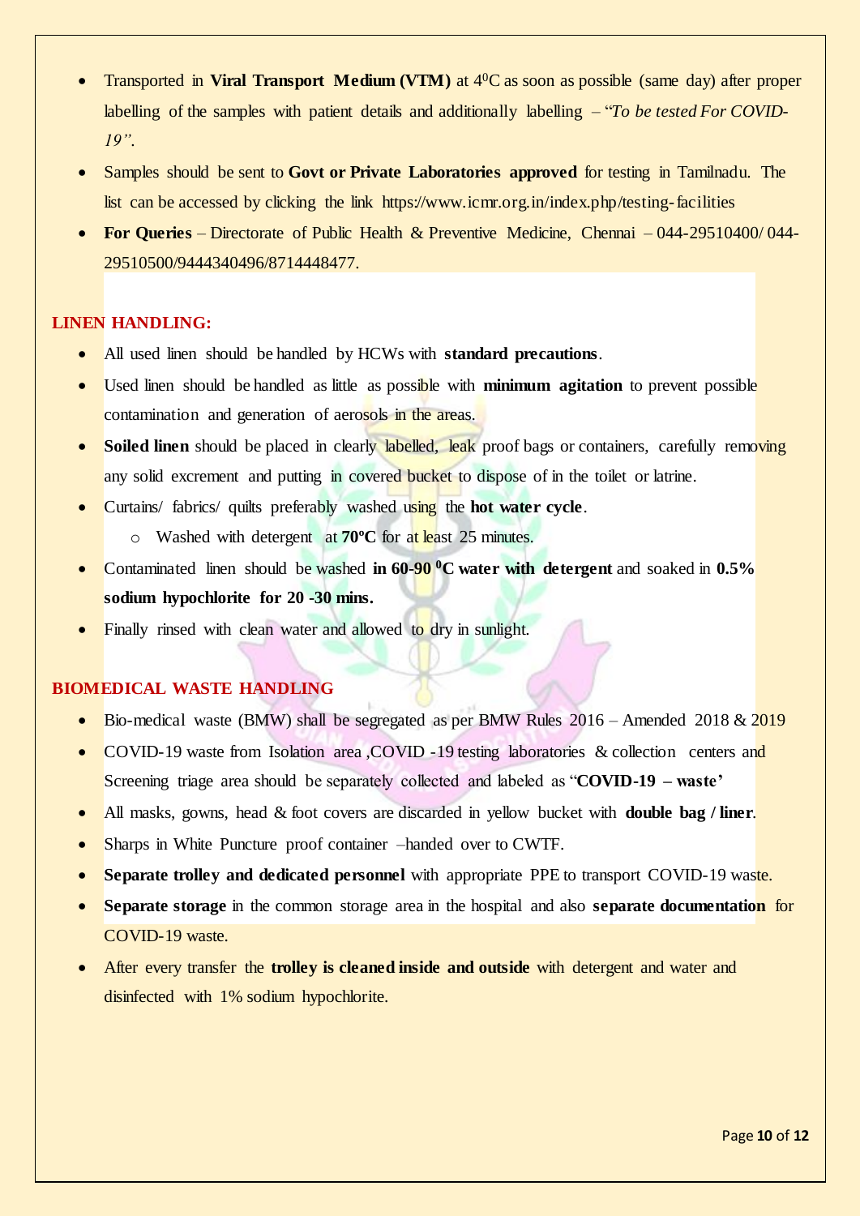- Transported in **Viral Transport Medium (VTM)** at $4^0$C as soon as possible (same day) after proper labelling of the samples with patient details and additionally labelling – "*To be tested For COVID-19"*.
- Samples should be sent to **Govt or Private Laboratories approved** for testing in Tamilnadu. The list can be accessed by clicking the link https://www.icmr.org.in/index.php/testing-facilities
- **For Queries** – Directorate of Public Health & Preventive Medicine, Chennai – 044-29510400/ 044-29510500/9444340496/8714448477.

## LINEN HANDLING:

- All used linen should be handled by HCWs with **standard precautions**.
- Used linen should be handled as little as possible with **minimum agitation** to prevent possible contamination and generation of aerosols in the areas.
- **Soiled linen** should be placed in clearly labelled, leak proof bags or containers, carefully removing any solid excrement and putting in covered bucket to dispose of in the toilet or latrine.
- Curtains/ fabrics/ quilts preferably washed using the **hot water cycle**.
  - Washed with detergent at **70ºC** for at least 25 minutes.
- Contaminated linen should be washed **in 60-90 $^0$C water with detergent** and soaked in **0.5% sodium hypochlorite for 20 -30 mins.**
- Finally rinsed with clean water and allowed to dry in sunlight.

## BIOMEDICAL WASTE HANDLING

- Bio-medical waste (BMW) shall be segregated as per BMW Rules 2016 – Amended 2018 & 2019
- COVID-19 waste from Isolation area ,COVID -19 testing laboratories & collection centers and Screening triage area should be separately collected and labeled as "**COVID-19 – waste'**
- All masks, gowns, head & foot covers are discarded in yellow bucket with **double bag / liner**.
- Sharps in White Puncture proof container –handed over to CWTF.
- **Separate trolley and dedicated personnel** with appropriate PPE to transport COVID-19 waste.
- **Separate storage** in the common storage area in the hospital and also **separate documentation** for COVID-19 waste.
- After every transfer the **trolley is cleaned inside and outside** with detergent and water and disinfected with 1% sodium hypochlorite.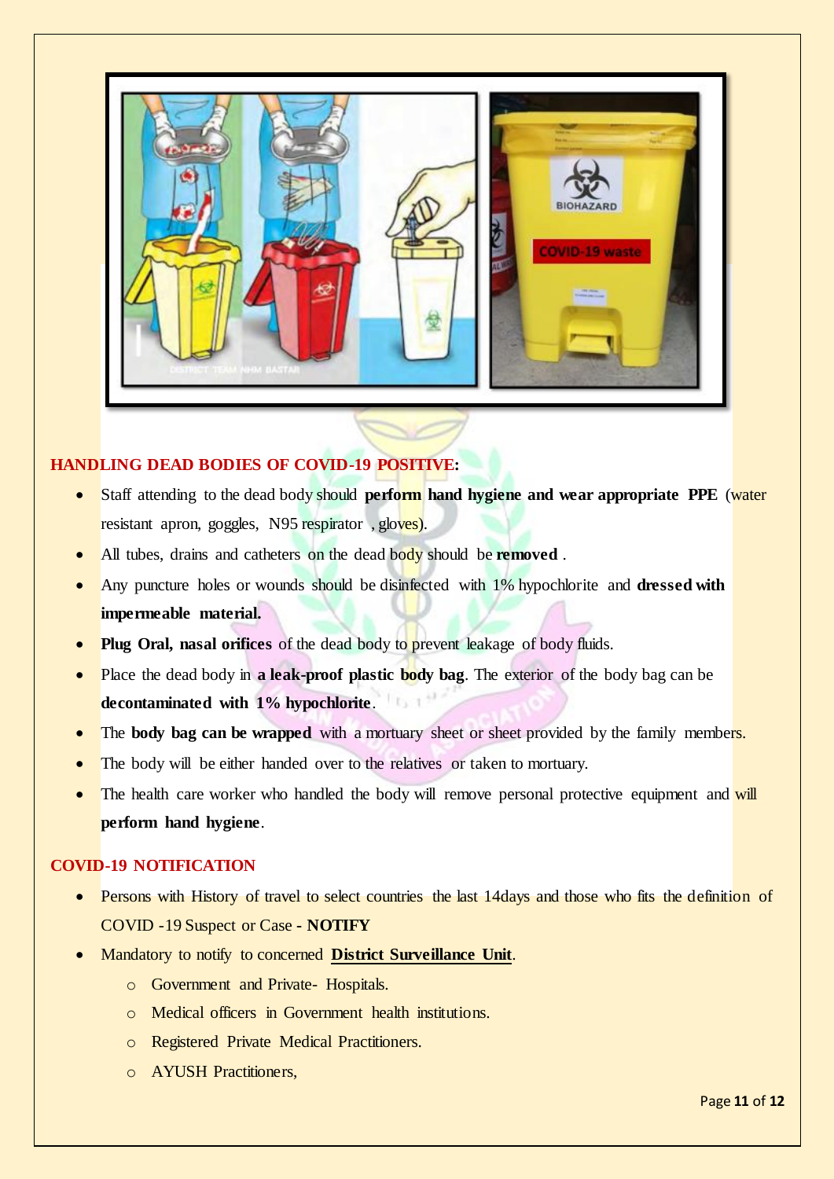## HANDLING DEAD BODIES OF COVID-19 POSITIVE:

- Staff attending to the dead body should **perform hand hygiene and wear appropriate PPE** (water resistant apron, goggles, N95 respirator , gloves).
- All tubes, drains and catheters on the dead body should be **removed** .
- Any puncture holes or wounds should be disinfected with 1% hypochlorite and **dressed with impermeable material.**
- **Plug Oral, nasal orifices** of the dead body to prevent leakage of body fluids.
- Place the dead body in **a leak-proof plastic body bag**. The exterior of the body bag can be **decontaminated with 1% hypochlorite**.
- The **body bag can be wrapped** with a mortuary sheet or sheet provided by the family members.
- The body will be either handed over to the relatives or taken to mortuary.
- The health care worker who handled the body will remove personal protective equipment and will **perform hand hygiene**.

## COVID-19 NOTIFICATION

- Persons with History of travel to select countries the last 14days and those who fits the definition of COVID -19 Suspect or Case - **NOTIFY**
- Mandatory to notify to concerned **District Surveillance Unit**.
  - Government and Private- Hospitals.
  - Medical officers in Government health institutions.
  - Registered Private Medical Practitioners.
  - AYUSH Practitioners,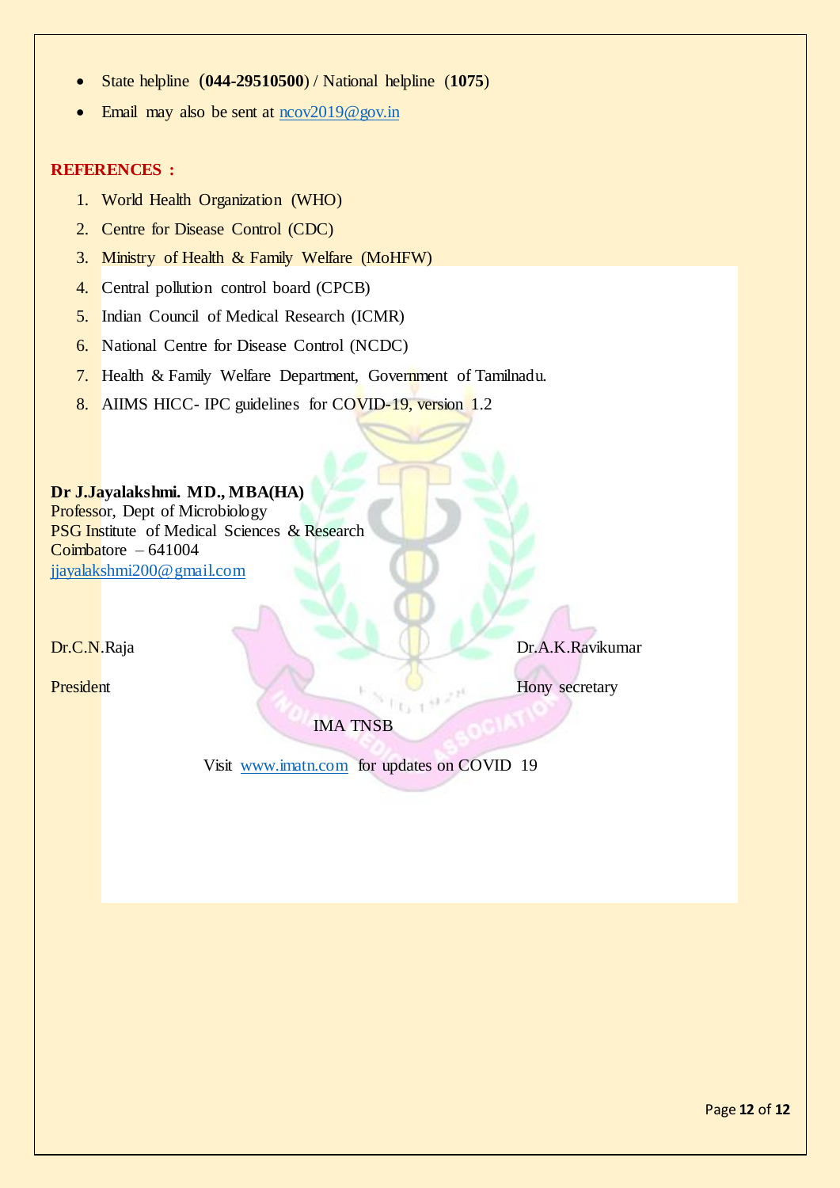- State helpline (**044-29510500**) / National helpline (**1075**)
- Email may also be sent at ncov2019@gov.in

**REFERENCES :**

1. World Health Organization (WHO)
2. Centre for Disease Control (CDC)
3. Ministry of Health & Family Welfare (MoHFW)
4. Central pollution control board (CPCB)
5. Indian Council of Medical Research (ICMR)
6. National Centre for Disease Control (NCDC)
7. Health & Family Welfare Department, Government of Tamilnadu.
8. AIIMS HICC- IPC guidelines for COVID-19, version 1.2

**Dr J.Jayalakshmi. MD., MBA(HA)**
Professor, Dept of Microbiology
PSG Institute of Medical Sciences & Research
Coimbatore – 641004
jjayalakshmi200@gmail.com

Dr.C.N.Raja
President

Dr.A.K.Ravikumar
Hony secretary

IMA TNSB

Visit www.imatn.com for updates on COVID 19